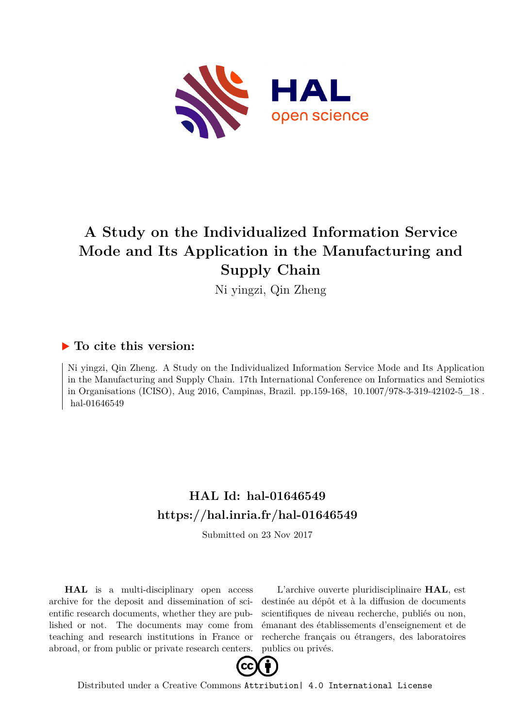# A Study on the Individualized Information Service Mode and Its Application in the Manufacturing and Supply Chain

Ni yingzi, Qin Zheng

## ▶ To cite this version:

Ni yingzi, Qin Zheng. A Study on the Individualized Information Service Mode and Its Application in the Manufacturing and Supply Chain. 17th International Conference on Informatics and Semiotics in Organisations (ICISO), Aug 2016, Campinas, Brazil. pp.159-168, 10.1007/978-3-319-42102-5_18 . hal-01646549

## HAL Id: hal-01646549
## https://hal.inria.fr/hal-01646549

Submitted on 23 Nov 2017

**HAL** is a multi-disciplinary open access archive for the deposit and dissemination of scientific research documents, whether they are published or not. The documents may come from teaching and research institutions in France or abroad, or from public or private research centers.

L'archive ouverte pluridisciplinaire **HAL**, est destinée au dépôt et à la diffusion de documents scientifiques de niveau recherche, publiés ou non, émanant des établissements d'enseignement et de recherche français ou étrangers, des laboratoires publics ou privés.

Distributed under a Creative Commons Attribution| 4.0 International License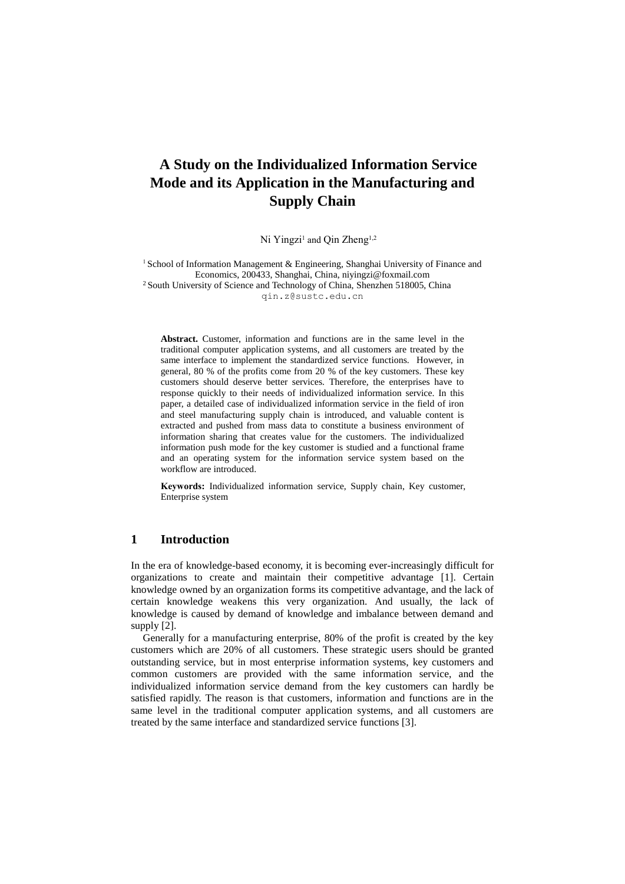# A Study on the Individualized Information Service Mode and its Application in the Manufacturing and Supply Chain

Ni Yingzi[1] and Qin Zheng[1,2]

[1] School of Information Management & Engineering, Shanghai University of Finance and Economics, 200433, Shanghai, China, niyingzi@foxmail.com
[2] South University of Science and Technology of China, Shenzhen 518005, China qin.z@sustc.edu.cn

**Abstract.** Customer, information and functions are in the same level in the traditional computer application systems, and all customers are treated by the same interface to implement the standardized service functions. However, in general, 80 % of the profits come from 20 % of the key customers. These key customers should deserve better services. Therefore, the enterprises have to response quickly to their needs of individualized information service. In this paper, a detailed case of individualized information service in the field of iron and steel manufacturing supply chain is introduced, and valuable content is extracted and pushed from mass data to constitute a business environment of information sharing that creates value for the customers. The individualized information push mode for the key customer is studied and a functional frame and an operating system for the information service system based on the workflow are introduced.

**Keywords:** Individualized information service, Supply chain, Key customer, Enterprise system

## 1 Introduction

In the era of knowledge-based economy, it is becoming ever-increasingly difficult for organizations to create and maintain their competitive advantage [1]. Certain knowledge owned by an organization forms its competitive advantage, and the lack of certain knowledge weakens this very organization. And usually, the lack of knowledge is caused by demand of knowledge and imbalance between demand and supply [2].

Generally for a manufacturing enterprise, 80% of the profit is created by the key customers which are 20% of all customers. These strategic users should be granted outstanding service, but in most enterprise information systems, key customers and common customers are provided with the same information service, and the individualized information service demand from the key customers can hardly be satisfied rapidly. The reason is that customers, information and functions are in the same level in the traditional computer application systems, and all customers are treated by the same interface and standardized service functions [3].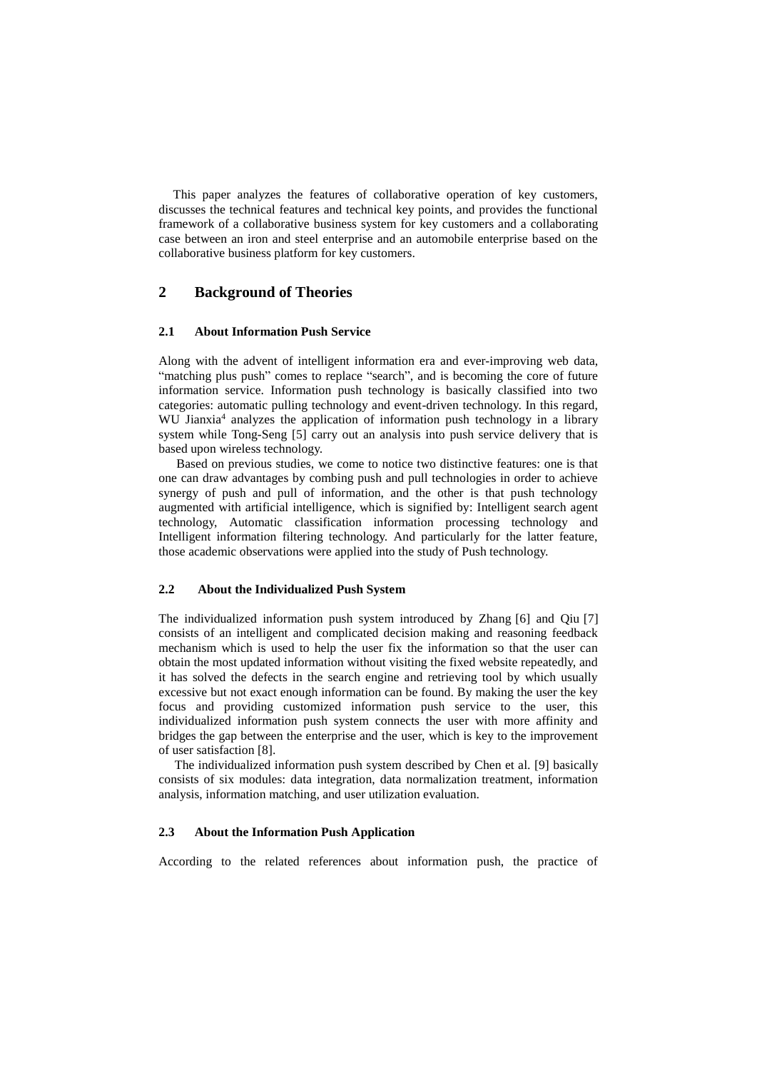This paper analyzes the features of collaborative operation of key customers, discusses the technical features and technical key points, and provides the functional framework of a collaborative business system for key customers and a collaborating case between an iron and steel enterprise and an automobile enterprise based on the collaborative business platform for key customers.

## 2 Background of Theories

### 2.1 About Information Push Service

Along with the advent of intelligent information era and ever-improving web data, "matching plus push" comes to replace "search", and is becoming the core of future information service. Information push technology is basically classified into two categories: automatic pulling technology and event-driven technology. In this regard, WU Jianxia[4] analyzes the application of information push technology in a library system while Tong-Seng [5] carry out an analysis into push service delivery that is based upon wireless technology.

Based on previous studies, we come to notice two distinctive features: one is that one can draw advantages by combing push and pull technologies in order to achieve synergy of push and pull of information, and the other is that push technology augmented with artificial intelligence, which is signified by: Intelligent search agent technology, Automatic classification information processing technology and Intelligent information filtering technology. And particularly for the latter feature, those academic observations were applied into the study of Push technology.

### 2.2 About the Individualized Push System

The individualized information push system introduced by Zhang [6] and Qiu [7] consists of an intelligent and complicated decision making and reasoning feedback mechanism which is used to help the user fix the information so that the user can obtain the most updated information without visiting the fixed website repeatedly, and it has solved the defects in the search engine and retrieving tool by which usually excessive but not exact enough information can be found. By making the user the key focus and providing customized information push service to the user, this individualized information push system connects the user with more affinity and bridges the gap between the enterprise and the user, which is key to the improvement of user satisfaction [8].

The individualized information push system described by Chen et al. [9] basically consists of six modules: data integration, data normalization treatment, information analysis, information matching, and user utilization evaluation.

### 2.3 About the Information Push Application

According to the related references about information push, the practice of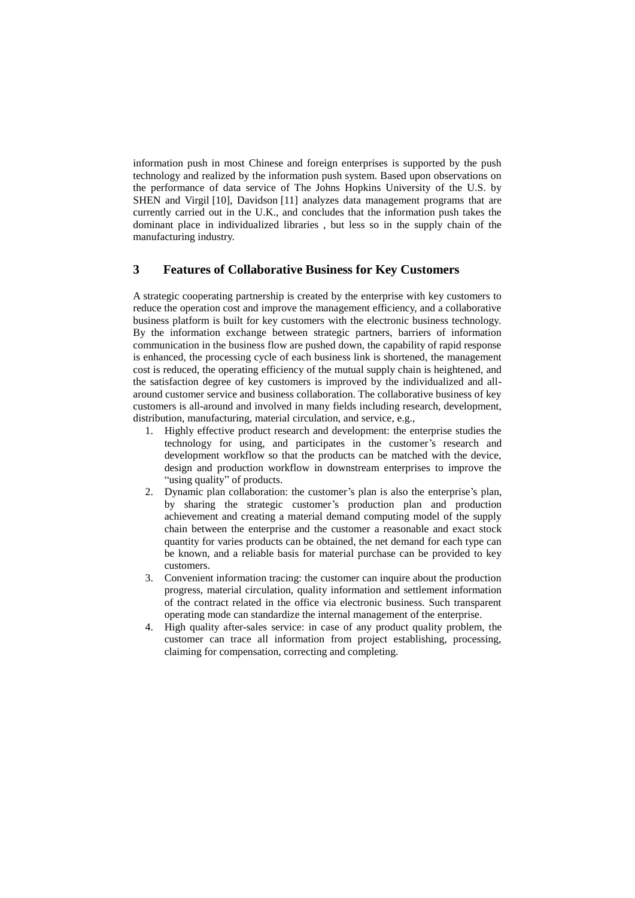information push in most Chinese and foreign enterprises is supported by the push technology and realized by the information push system. Based upon observations on the performance of data service of The Johns Hopkins University of the U.S. by SHEN and Virgil [10], Davidson [11] analyzes data management programs that are currently carried out in the U.K., and concludes that the information push takes the dominant place in individualized libraries , but less so in the supply chain of the manufacturing industry.

## 3 Features of Collaborative Business for Key Customers

A strategic cooperating partnership is created by the enterprise with key customers to reduce the operation cost and improve the management efficiency, and a collaborative business platform is built for key customers with the electronic business technology. By the information exchange between strategic partners, barriers of information communication in the business flow are pushed down, the capability of rapid response is enhanced, the processing cycle of each business link is shortened, the management cost is reduced, the operating efficiency of the mutual supply chain is heightened, and the satisfaction degree of key customers is improved by the individualized and all-around customer service and business collaboration. The collaborative business of key customers is all-around and involved in many fields including research, development, distribution, manufacturing, material circulation, and service, e.g.,

1. Highly effective product research and development: the enterprise studies the technology for using, and participates in the customer's research and development workflow so that the products can be matched with the device, design and production workflow in downstream enterprises to improve the "using quality" of products.
2. Dynamic plan collaboration: the customer's plan is also the enterprise's plan, by sharing the strategic customer's production plan and production achievement and creating a material demand computing model of the supply chain between the enterprise and the customer a reasonable and exact stock quantity for varies products can be obtained, the net demand for each type can be known, and a reliable basis for material purchase can be provided to key customers.
3. Convenient information tracing: the customer can inquire about the production progress, material circulation, quality information and settlement information of the contract related in the office via electronic business. Such transparent operating mode can standardize the internal management of the enterprise.
4. High quality after-sales service: in case of any product quality problem, the customer can trace all information from project establishing, processing, claiming for compensation, correcting and completing.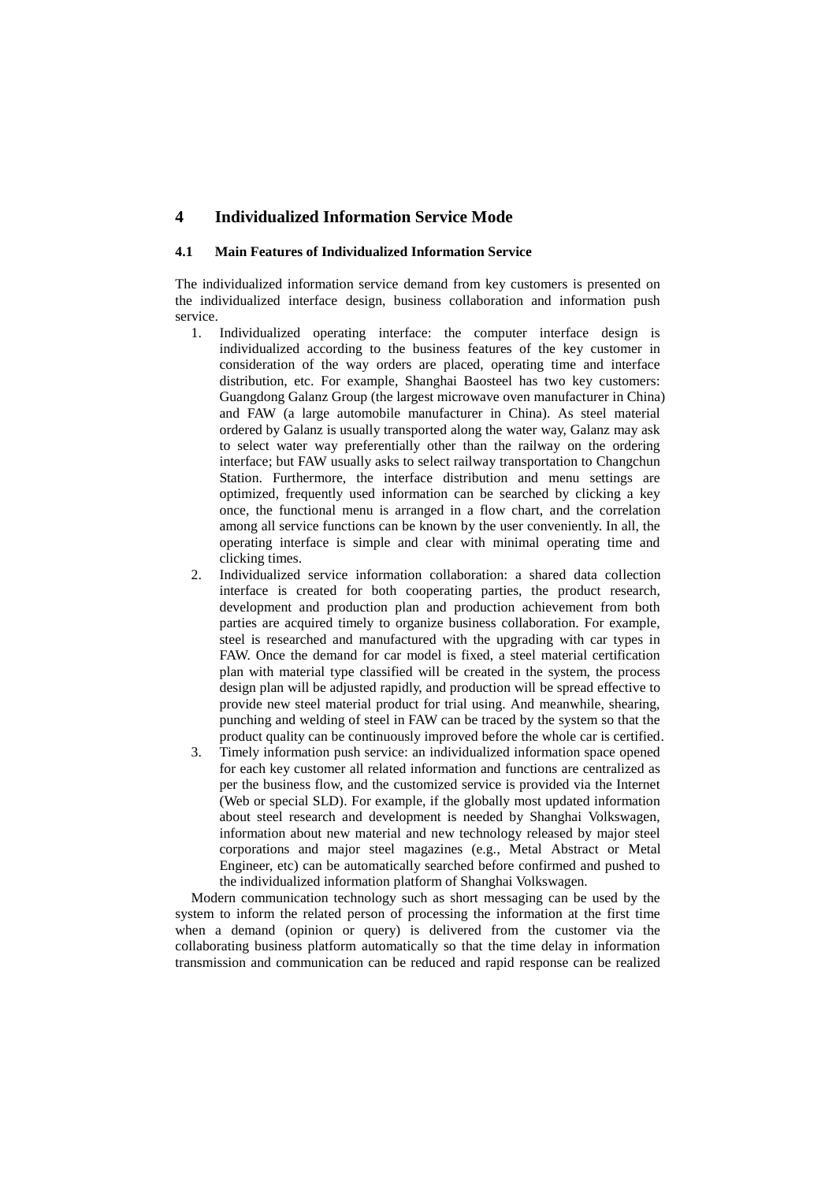# 4 Individualized Information Service Mode

## 4.1 Main Features of Individualized Information Service

The individualized information service demand from key customers is presented on the individualized interface design, business collaboration and information push service.

1. Individualized operating interface: the computer interface design is individualized according to the business features of the key customer in consideration of the way orders are placed, operating time and interface distribution, etc. For example, Shanghai Baosteel has two key customers: Guangdong Galanz Group (the largest microwave oven manufacturer in China) and FAW (a large automobile manufacturer in China). As steel material ordered by Galanz is usually transported along the water way, Galanz may ask to select water way preferentially other than the railway on the ordering interface; but FAW usually asks to select railway transportation to Changchun Station. Furthermore, the interface distribution and menu settings are optimized, frequently used information can be searched by clicking a key once, the functional menu is arranged in a flow chart, and the correlation among all service functions can be known by the user conveniently. In all, the operating interface is simple and clear with minimal operating time and clicking times.
2. Individualized service information collaboration: a shared data collection interface is created for both cooperating parties, the product research, development and production plan and production achievement from both parties are acquired timely to organize business collaboration. For example, steel is researched and manufactured with the upgrading with car types in FAW. Once the demand for car model is fixed, a steel material certification plan with material type classified will be created in the system, the process design plan will be adjusted rapidly, and production will be spread effective to provide new steel material product for trial using. And meanwhile, shearing, punching and welding of steel in FAW can be traced by the system so that the product quality can be continuously improved before the whole car is certified.
3. Timely information push service: an individualized information space opened for each key customer all related information and functions are centralized as per the business flow, and the customized service is provided via the Internet (Web or special SLD). For example, if the globally most updated information about steel research and development is needed by Shanghai Volkswagen, information about new material and new technology released by major steel corporations and major steel magazines (e.g., Metal Abstract or Metal Engineer, etc) can be automatically searched before confirmed and pushed to the individualized information platform of Shanghai Volkswagen.

Modern communication technology such as short messaging can be used by the system to inform the related person of processing the information at the first time when a demand (opinion or query) is delivered from the customer via the collaborating business platform automatically so that the time delay in information transmission and communication can be reduced and rapid response can be realized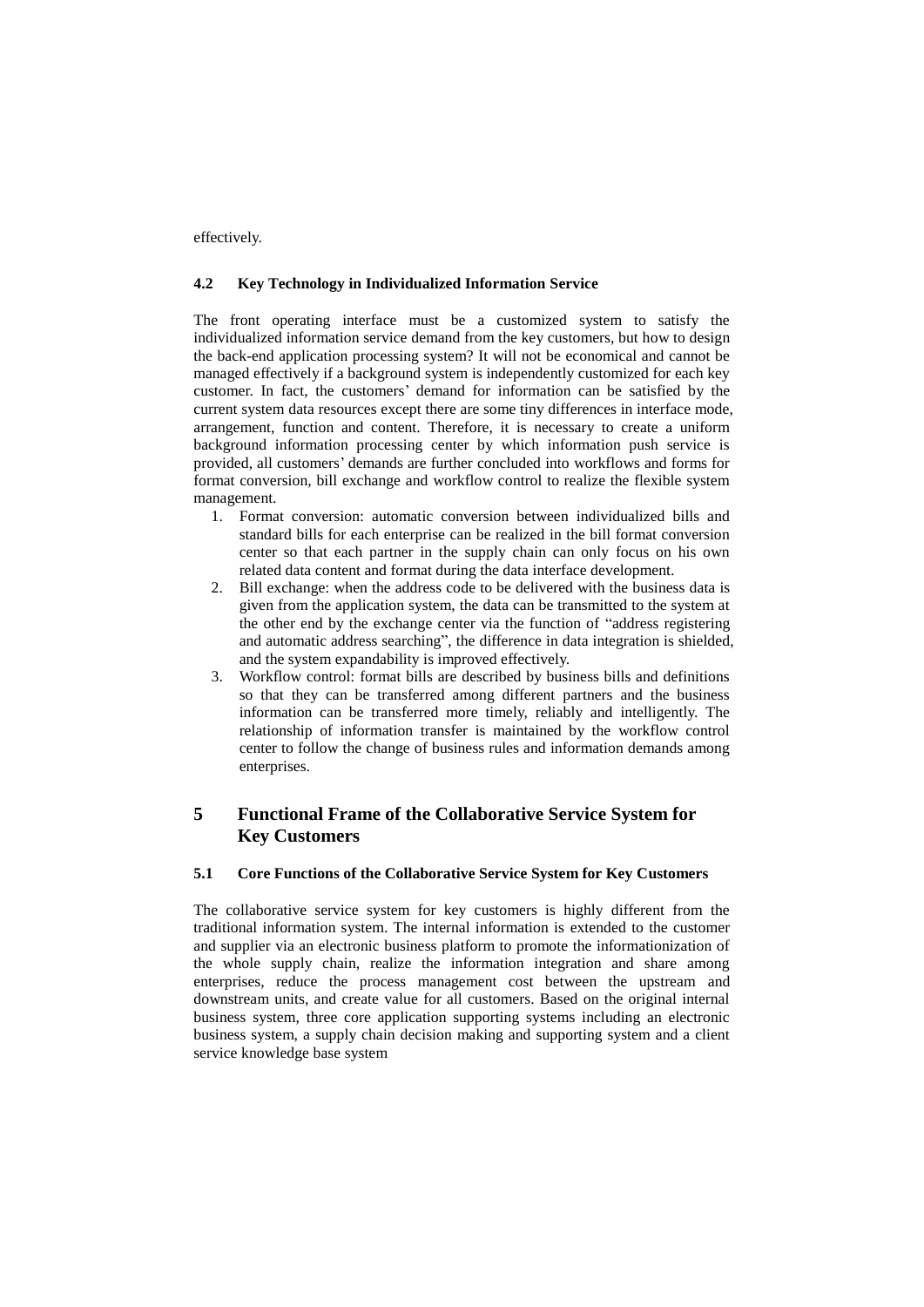effectively.

### 4.2 Key Technology in Individualized Information Service

The front operating interface must be a customized system to satisfy the individualized information service demand from the key customers, but how to design the back-end application processing system? It will not be economical and cannot be managed effectively if a background system is independently customized for each key customer. In fact, the customers' demand for information can be satisfied by the current system data resources except there are some tiny differences in interface mode, arrangement, function and content. Therefore, it is necessary to create a uniform background information processing center by which information push service is provided, all customers' demands are further concluded into workflows and forms for format conversion, bill exchange and workflow control to realize the flexible system management.

1. Format conversion: automatic conversion between individualized bills and standard bills for each enterprise can be realized in the bill format conversion center so that each partner in the supply chain can only focus on his own related data content and format during the data interface development.
2. Bill exchange: when the address code to be delivered with the business data is given from the application system, the data can be transmitted to the system at the other end by the exchange center via the function of "address registering and automatic address searching", the difference in data integration is shielded, and the system expandability is improved effectively.
3. Workflow control: format bills are described by business bills and definitions so that they can be transferred among different partners and the business information can be transferred more timely, reliably and intelligently. The relationship of information transfer is maintained by the workflow control center to follow the change of business rules and information demands among enterprises.

## 5 Functional Frame of the Collaborative Service System for Key Customers

### 5.1 Core Functions of the Collaborative Service System for Key Customers

The collaborative service system for key customers is highly different from the traditional information system. The internal information is extended to the customer and supplier via an electronic business platform to promote the informationization of the whole supply chain, realize the information integration and share among enterprises, reduce the process management cost between the upstream and downstream units, and create value for all customers. Based on the original internal business system, three core application supporting systems including an electronic business system, a supply chain decision making and supporting system and a client service knowledge base system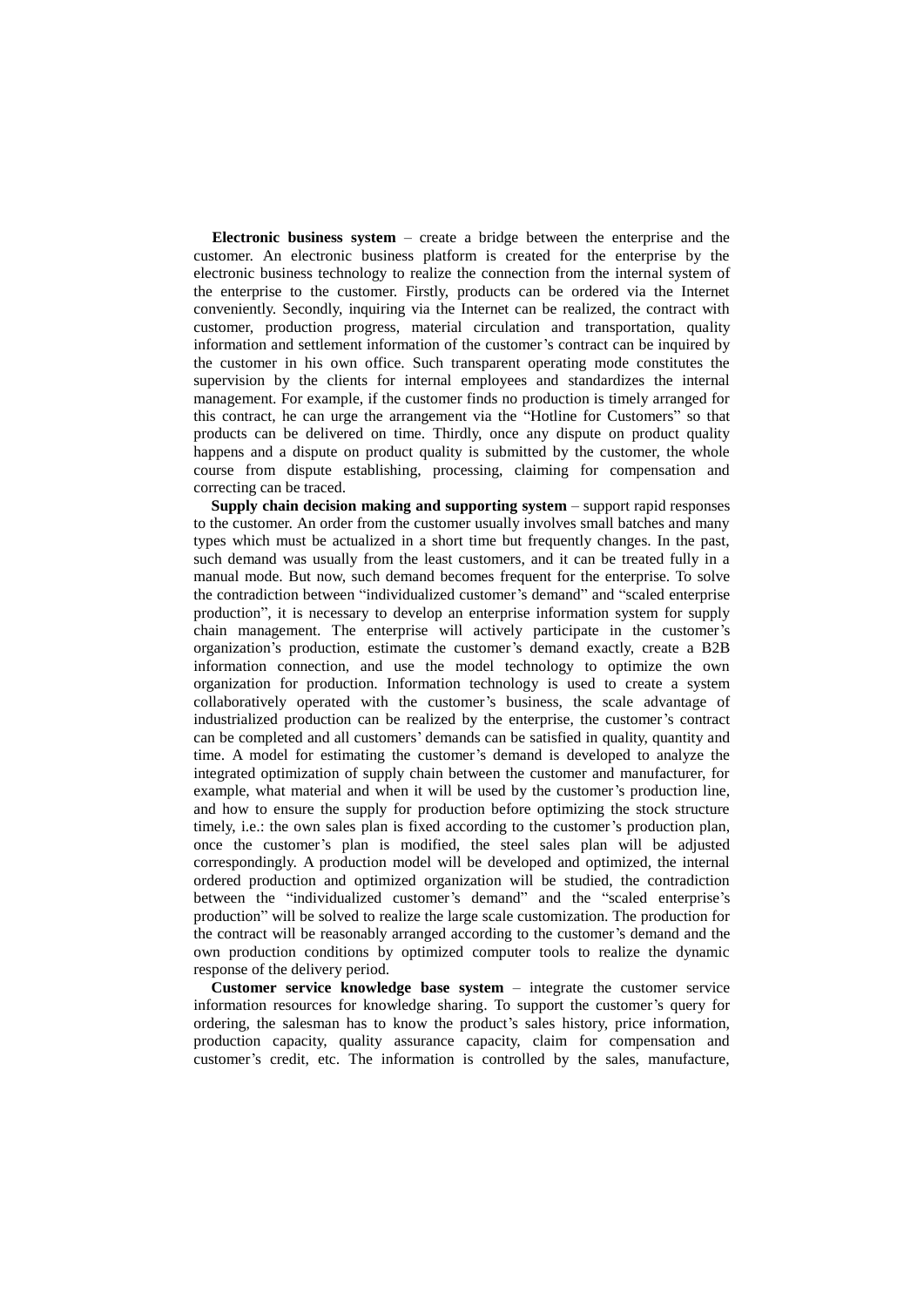**Electronic business system** – create a bridge between the enterprise and the customer. An electronic business platform is created for the enterprise by the electronic business technology to realize the connection from the internal system of the enterprise to the customer. Firstly, products can be ordered via the Internet conveniently. Secondly, inquiring via the Internet can be realized, the contract with customer, production progress, material circulation and transportation, quality information and settlement information of the customer's contract can be inquired by the customer in his own office. Such transparent operating mode constitutes the supervision by the clients for internal employees and standardizes the internal management. For example, if the customer finds no production is timely arranged for this contract, he can urge the arrangement via the "Hotline for Customers" so that products can be delivered on time. Thirdly, once any dispute on product quality happens and a dispute on product quality is submitted by the customer, the whole course from dispute establishing, processing, claiming for compensation and correcting can be traced.

**Supply chain decision making and supporting system** – support rapid responses to the customer. An order from the customer usually involves small batches and many types which must be actualized in a short time but frequently changes. In the past, such demand was usually from the least customers, and it can be treated fully in a manual mode. But now, such demand becomes frequent for the enterprise. To solve the contradiction between "individualized customer's demand" and "scaled enterprise production", it is necessary to develop an enterprise information system for supply chain management. The enterprise will actively participate in the customer's organization's production, estimate the customer's demand exactly, create a B2B information connection, and use the model technology to optimize the own organization for production. Information technology is used to create a system collaboratively operated with the customer's business, the scale advantage of industrialized production can be realized by the enterprise, the customer's contract can be completed and all customers' demands can be satisfied in quality, quantity and time. A model for estimating the customer's demand is developed to analyze the integrated optimization of supply chain between the customer and manufacturer, for example, what material and when it will be used by the customer's production line, and how to ensure the supply for production before optimizing the stock structure timely, i.e.: the own sales plan is fixed according to the customer's production plan, once the customer's plan is modified, the steel sales plan will be adjusted correspondingly. A production model will be developed and optimized, the internal ordered production and optimized organization will be studied, the contradiction between the "individualized customer's demand" and the "scaled enterprise's production" will be solved to realize the large scale customization. The production for the contract will be reasonably arranged according to the customer's demand and the own production conditions by optimized computer tools to realize the dynamic response of the delivery period.

**Customer service knowledge base system** – integrate the customer service information resources for knowledge sharing. To support the customer's query for ordering, the salesman has to know the product's sales history, price information, production capacity, quality assurance capacity, claim for compensation and customer's credit, etc. The information is controlled by the sales, manufacture,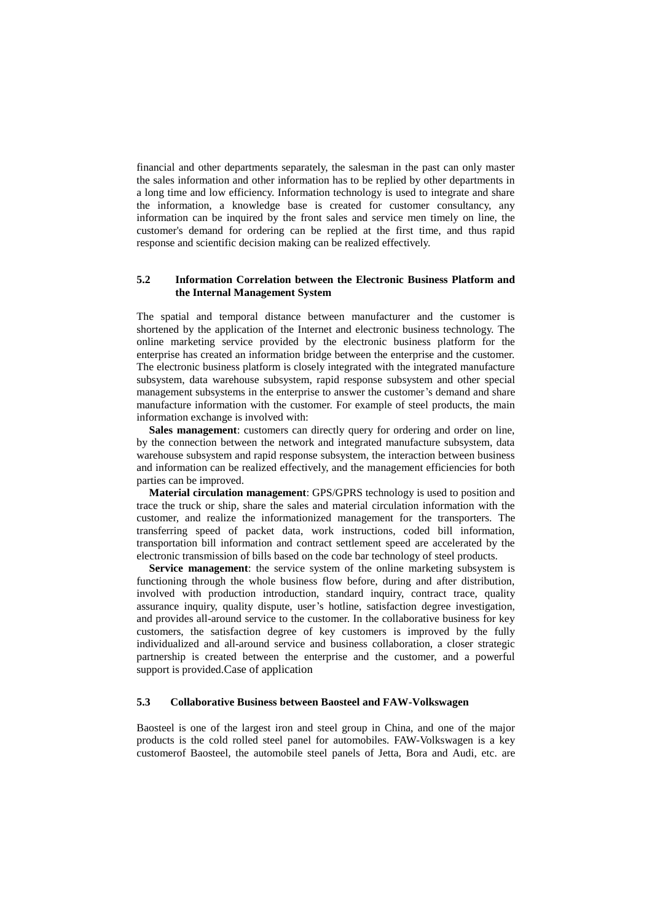financial and other departments separately, the salesman in the past can only master the sales information and other information has to be replied by other departments in a long time and low efficiency. Information technology is used to integrate and share the information, a knowledge base is created for customer consultancy, any information can be inquired by the front sales and service men timely on line, the customer's demand for ordering can be replied at the first time, and thus rapid response and scientific decision making can be realized effectively.

### 5.2 Information Correlation between the Electronic Business Platform and the Internal Management System

The spatial and temporal distance between manufacturer and the customer is shortened by the application of the Internet and electronic business technology. The online marketing service provided by the electronic business platform for the enterprise has created an information bridge between the enterprise and the customer. The electronic business platform is closely integrated with the integrated manufacture subsystem, data warehouse subsystem, rapid response subsystem and other special management subsystems in the enterprise to answer the customer's demand and share manufacture information with the customer. For example of steel products, the main information exchange is involved with:

**Sales management**: customers can directly query for ordering and order on line, by the connection between the network and integrated manufacture subsystem, data warehouse subsystem and rapid response subsystem, the interaction between business and information can be realized effectively, and the management efficiencies for both parties can be improved.

**Material circulation management**: GPS/GPRS technology is used to position and trace the truck or ship, share the sales and material circulation information with the customer, and realize the informationized management for the transporters. The transferring speed of packet data, work instructions, coded bill information, transportation bill information and contract settlement speed are accelerated by the electronic transmission of bills based on the code bar technology of steel products.

**Service management**: the service system of the online marketing subsystem is functioning through the whole business flow before, during and after distribution, involved with production introduction, standard inquiry, contract trace, quality assurance inquiry, quality dispute, user's hotline, satisfaction degree investigation, and provides all-around service to the customer. In the collaborative business for key customers, the satisfaction degree of key customers is improved by the fully individualized and all-around service and business collaboration, a closer strategic partnership is created between the enterprise and the customer, and a powerful support is provided.Case of application

### 5.3 Collaborative Business between Baosteel and FAW-Volkswagen

Baosteel is one of the largest iron and steel group in China, and one of the major products is the cold rolled steel panel for automobiles. FAW-Volkswagen is a key customerof Baosteel, the automobile steel panels of Jetta, Bora and Audi, etc. are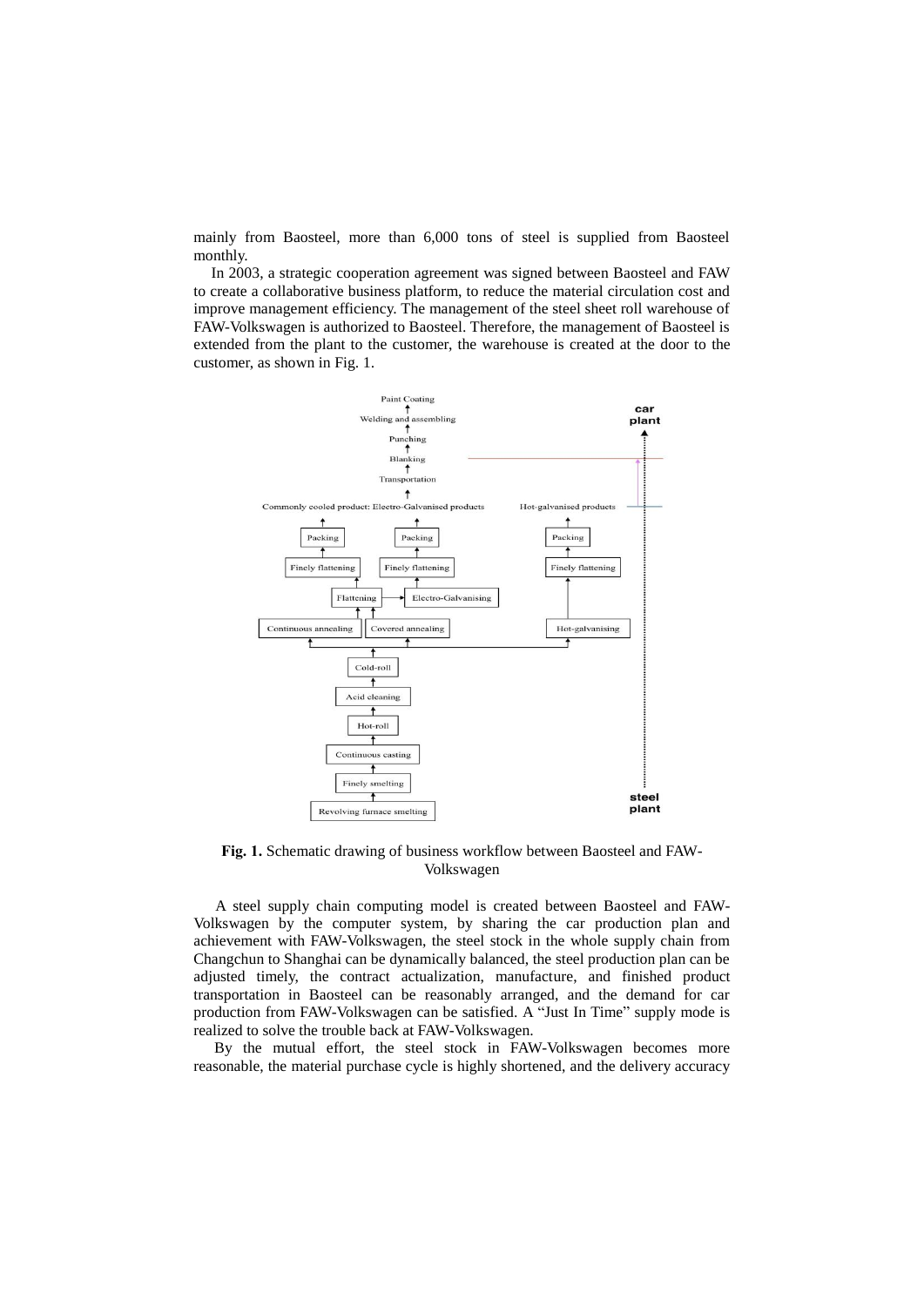mainly from Baosteel, more than 6,000 tons of steel is supplied from Baosteel monthly.

In 2003, a strategic cooperation agreement was signed between Baosteel and FAW to create a collaborative business platform, to reduce the material circulation cost and improve management efficiency. The management of the steel sheet roll warehouse of FAW-Volkswagen is authorized to Baosteel. Therefore, the management of Baosteel is extended from the plant to the customer, the warehouse is created at the door to the customer, as shown in Fig. 1.

**Fig. 1.** Schematic drawing of business workflow between Baosteel and FAW-Volkswagen

A steel supply chain computing model is created between Baosteel and FAW-Volkswagen by the computer system, by sharing the car production plan and achievement with FAW-Volkswagen, the steel stock in the whole supply chain from Changchun to Shanghai can be dynamically balanced, the steel production plan can be adjusted timely, the contract actualization, manufacture, and finished product transportation in Baosteel can be reasonably arranged, and the demand for car production from FAW-Volkswagen can be satisfied. A "Just In Time" supply mode is realized to solve the trouble back at FAW-Volkswagen.

By the mutual effort, the steel stock in FAW-Volkswagen becomes more reasonable, the material purchase cycle is highly shortened, and the delivery accuracy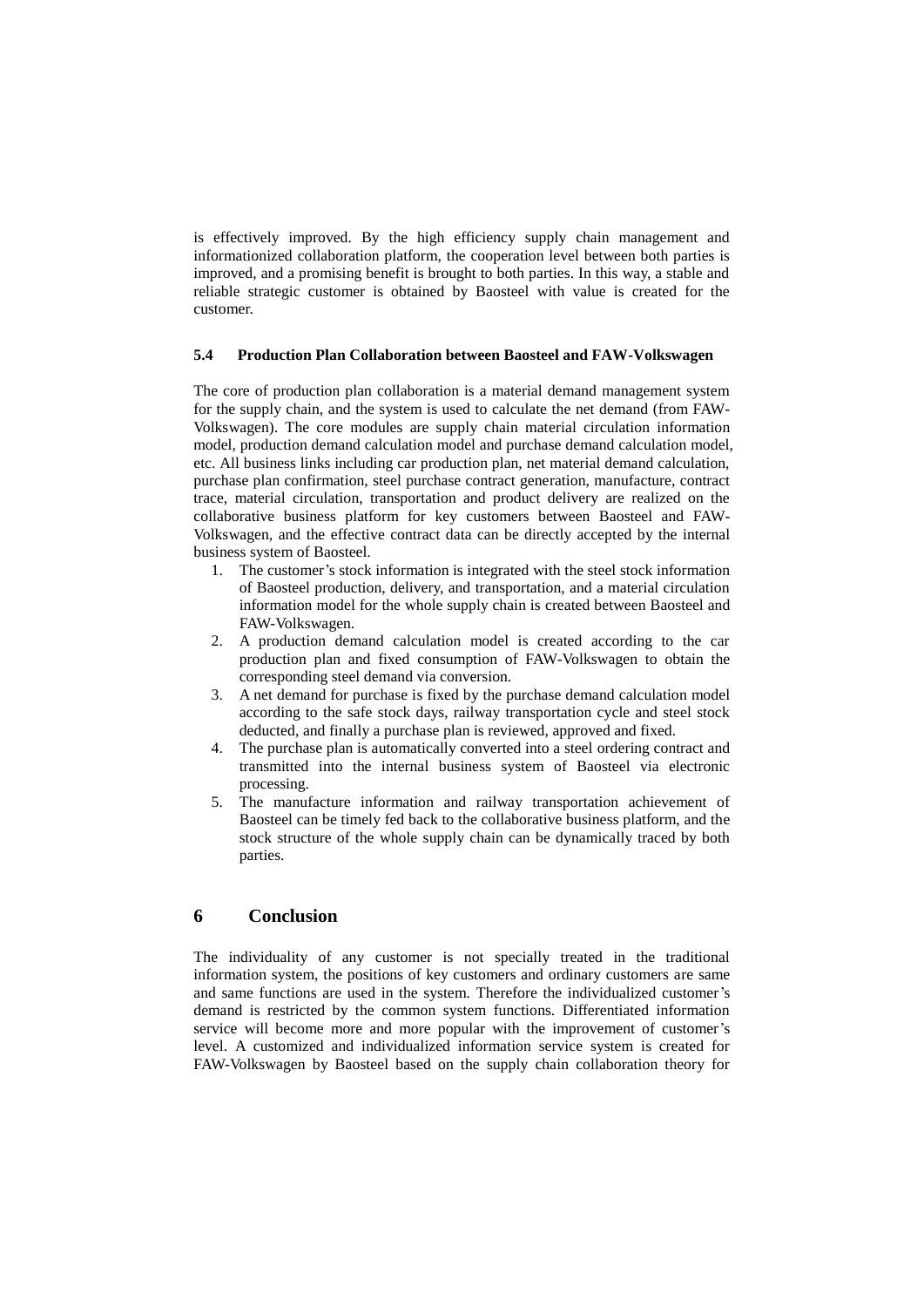is effectively improved. By the high efficiency supply chain management and informationized collaboration platform, the cooperation level between both parties is improved, and a promising benefit is brought to both parties. In this way, a stable and reliable strategic customer is obtained by Baosteel with value is created for the customer.

### 5.4 Production Plan Collaboration between Baosteel and FAW-Volkswagen

The core of production plan collaboration is a material demand management system for the supply chain, and the system is used to calculate the net demand (from FAW-Volkswagen). The core modules are supply chain material circulation information model, production demand calculation model and purchase demand calculation model, etc. All business links including car production plan, net material demand calculation, purchase plan confirmation, steel purchase contract generation, manufacture, contract trace, material circulation, transportation and product delivery are realized on the collaborative business platform for key customers between Baosteel and FAW-Volkswagen, and the effective contract data can be directly accepted by the internal business system of Baosteel.

1. The customer's stock information is integrated with the steel stock information of Baosteel production, delivery, and transportation, and a material circulation information model for the whole supply chain is created between Baosteel and FAW-Volkswagen.
2. A production demand calculation model is created according to the car production plan and fixed consumption of FAW-Volkswagen to obtain the corresponding steel demand via conversion.
3. A net demand for purchase is fixed by the purchase demand calculation model according to the safe stock days, railway transportation cycle and steel stock deducted, and finally a purchase plan is reviewed, approved and fixed.
4. The purchase plan is automatically converted into a steel ordering contract and transmitted into the internal business system of Baosteel via electronic processing.
5. The manufacture information and railway transportation achievement of Baosteel can be timely fed back to the collaborative business platform, and the stock structure of the whole supply chain can be dynamically traced by both parties.

## 6 Conclusion

The individuality of any customer is not specially treated in the traditional information system, the positions of key customers and ordinary customers are same and same functions are used in the system. Therefore the individualized customer's demand is restricted by the common system functions. Differentiated information service will become more and more popular with the improvement of customer's level. A customized and individualized information service system is created for FAW-Volkswagen by Baosteel based on the supply chain collaboration theory for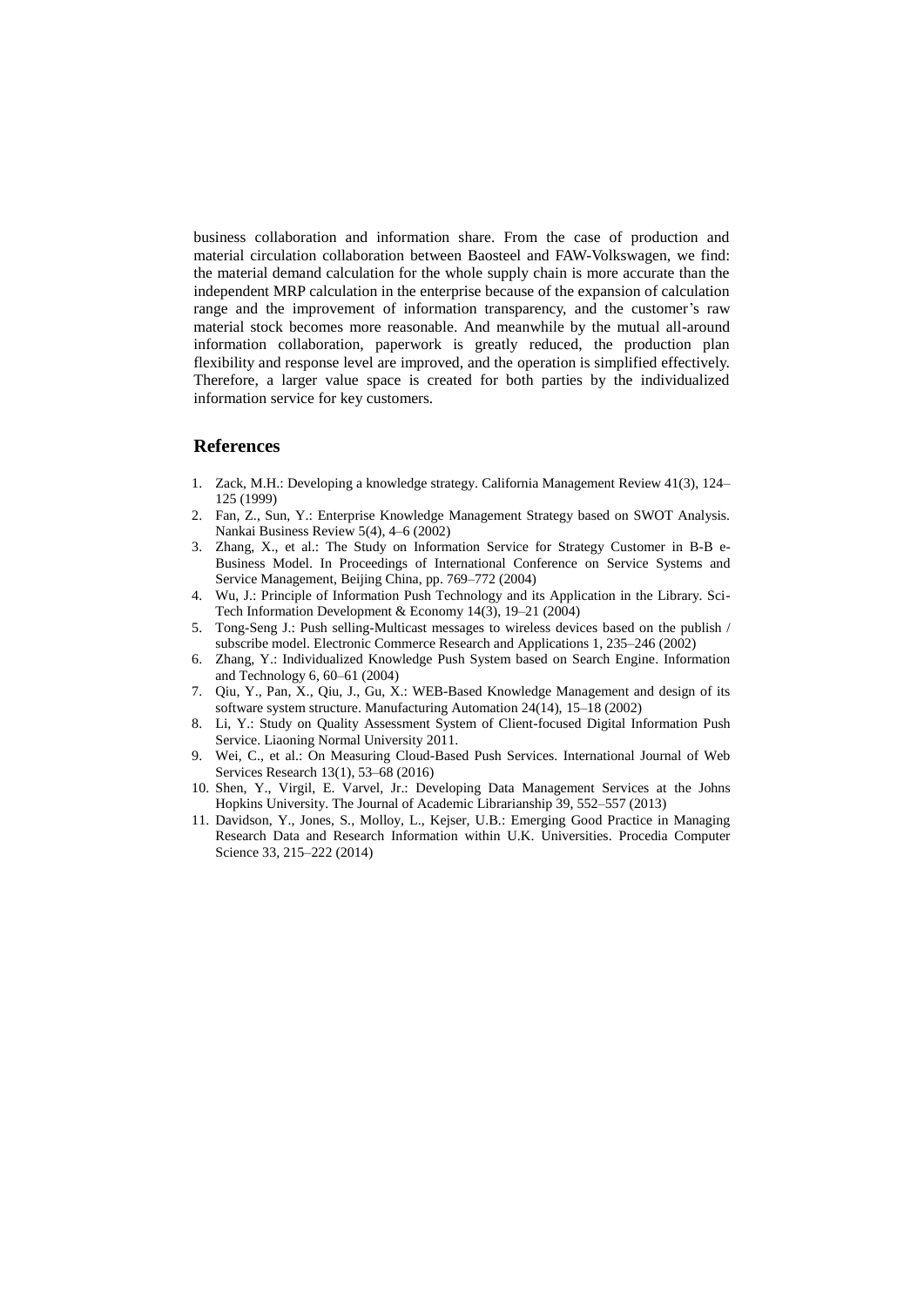business collaboration and information share. From the case of production and material circulation collaboration between Baosteel and FAW-Volkswagen, we find: the material demand calculation for the whole supply chain is more accurate than the independent MRP calculation in the enterprise because of the expansion of calculation range and the improvement of information transparency, and the customer's raw material stock becomes more reasonable. And meanwhile by the mutual all-around information collaboration, paperwork is greatly reduced, the production plan flexibility and response level are improved, and the operation is simplified effectively. Therefore, a larger value space is created for both parties by the individualized information service for key customers.

## References

1. Zack, M.H.: Developing a knowledge strategy. California Management Review 41(3), 124–125 (1999)
2. Fan, Z., Sun, Y.: Enterprise Knowledge Management Strategy based on SWOT Analysis. Nankai Business Review 5(4), 4–6 (2002)
3. Zhang, X., et al.: The Study on Information Service for Strategy Customer in B-B e-Business Model. In Proceedings of International Conference on Service Systems and Service Management, Beijing China, pp. 769–772 (2004)
4. Wu, J.: Principle of Information Push Technology and its Application in the Library. Sci-Tech Information Development & Economy 14(3), 19–21 (2004)
5. Tong-Seng J.: Push selling-Multicast messages to wireless devices based on the publish / subscribe model. Electronic Commerce Research and Applications 1, 235–246 (2002)
6. Zhang, Y.: Individualized Knowledge Push System based on Search Engine. Information and Technology 6, 60–61 (2004)
7. Qiu, Y., Pan, X., Qiu, J., Gu, X.: WEB-Based Knowledge Management and design of its software system structure. Manufacturing Automation 24(14), 15–18 (2002)
8. Li, Y.: Study on Quality Assessment System of Client-focused Digital Information Push Service. Liaoning Normal University 2011.
9. Wei, C., et al.: On Measuring Cloud-Based Push Services. International Journal of Web Services Research 13(1), 53–68 (2016)
10. Shen, Y., Virgil, E. Varvel, Jr.: Developing Data Management Services at the Johns Hopkins University. The Journal of Academic Librarianship 39, 552–557 (2013)
11. Davidson, Y., Jones, S., Molloy, L., Kejser, U.B.: Emerging Good Practice in Managing Research Data and Research Information within U.K. Universities. Procedia Computer Science 33, 215–222 (2014)